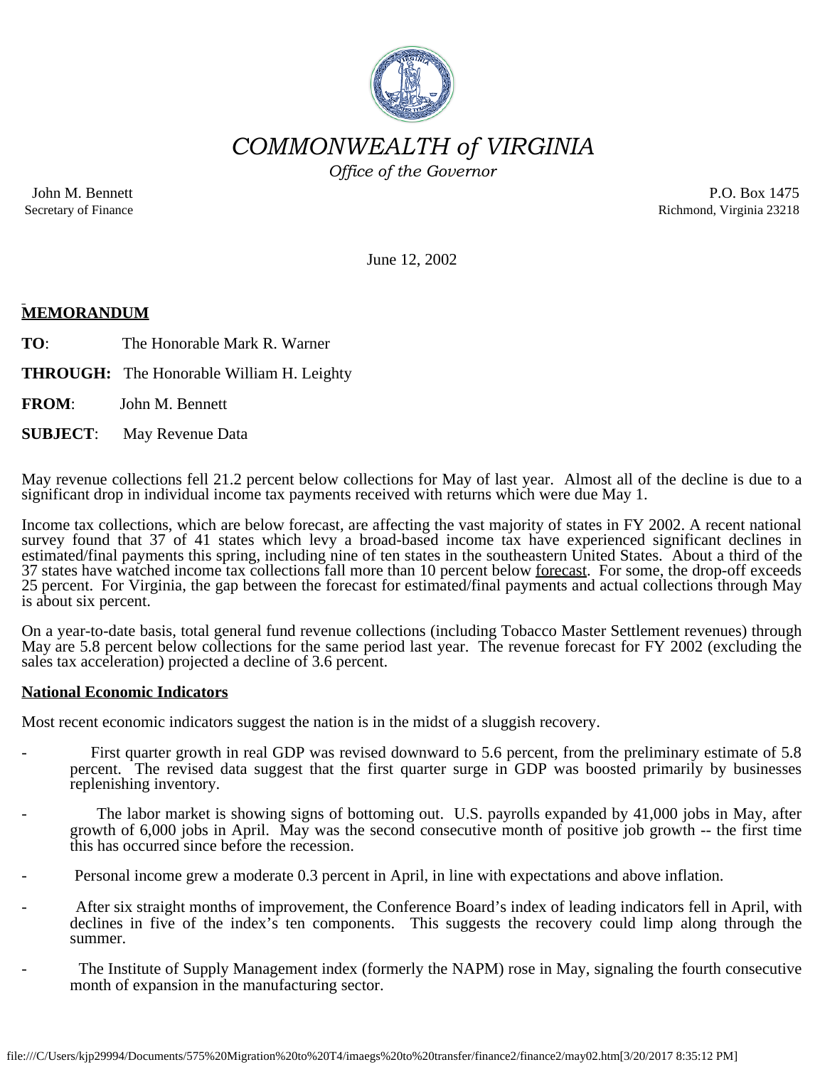# *COMMONWEALTH of VIRGINIA*

*Office of the Governor*

John M. Bennett
Secretary of Finance

P.O. Box 1475
Richmond, Virginia 23218

June 12, 2002

**MEMORANDUM**

**TO**: The Honorable Mark R. Warner

**THROUGH:** The Honorable William H. Leighty

**FROM**: John M. Bennett

**SUBJECT**: May Revenue Data

May revenue collections fell 21.2 percent below collections for May of last year. Almost all of the decline is due to a significant drop in individual income tax payments received with returns which were due May 1.

Income tax collections, which are below forecast, are affecting the vast majority of states in FY 2002. A recent national survey found that 37 of 41 states which levy a broad-based income tax have experienced significant declines in estimated/final payments this spring, including nine of ten states in the southeastern United States. About a third of the 37 states have watched income tax collections fall more than 10 percent below forecast. For some, the drop-off exceeds 25 percent. For Virginia, the gap between the forecast for estimated/final payments and actual collections through May is about six percent.

On a year-to-date basis, total general fund revenue collections (including Tobacco Master Settlement revenues) through May are 5.8 percent below collections for the same period last year. The revenue forecast for FY 2002 (excluding the sales tax acceleration) projected a decline of 3.6 percent.

**National Economic Indicators**

Most recent economic indicators suggest the nation is in the midst of a sluggish recovery.

- First quarter growth in real GDP was revised downward to 5.6 percent, from the preliminary estimate of 5.8 percent. The revised data suggest that the first quarter surge in GDP was boosted primarily by businesses replenishing inventory.
- The labor market is showing signs of bottoming out. U.S. payrolls expanded by 41,000 jobs in May, after growth of 6,000 jobs in April. May was the second consecutive month of positive job growth -- the first time this has occurred since before the recession.
- Personal income grew a moderate 0.3 percent in April, in line with expectations and above inflation.
- After six straight months of improvement, the Conference Board's index of leading indicators fell in April, with declines in five of the index's ten components. This suggests the recovery could limp along through the summer.
- The Institute of Supply Management index (formerly the NAPM) rose in May, signaling the fourth consecutive month of expansion in the manufacturing sector.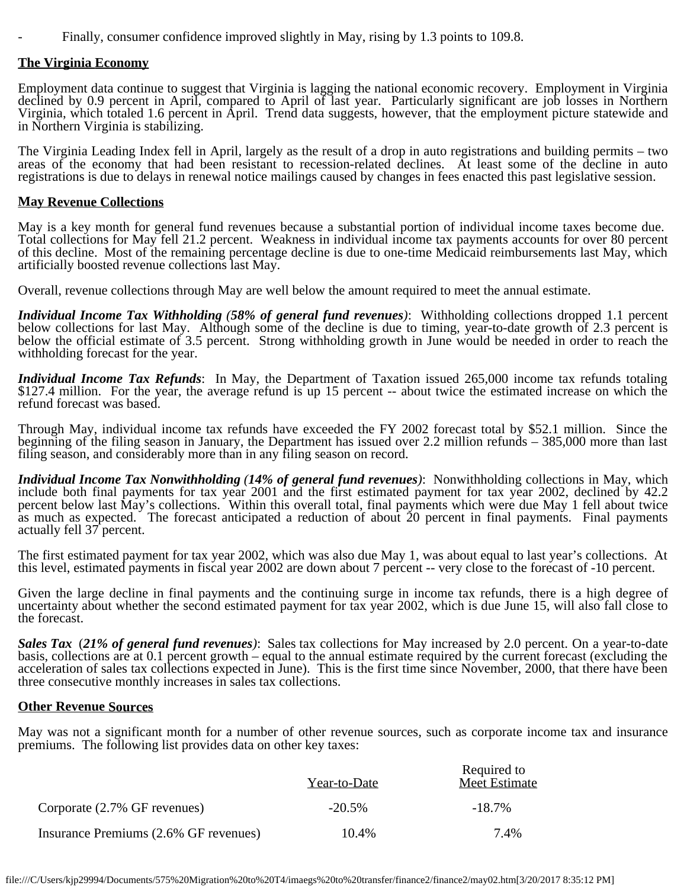- Finally, consumer confidence improved slightly in May, rising by 1.3 points to 109.8.

**The Virginia Economy**

Employment data continue to suggest that Virginia is lagging the national economic recovery. Employment in Virginia declined by 0.9 percent in April, compared to April of last year. Particularly significant are job losses in Northern Virginia, which totaled 1.6 percent in April. Trend data suggests, however, that the employment picture statewide and in Northern Virginia is stabilizing.

The Virginia Leading Index fell in April, largely as the result of a drop in auto registrations and building permits – two areas of the economy that had been resistant to recession-related declines. At least some of the decline in auto registrations is due to delays in renewal notice mailings caused by changes in fees enacted this past legislative session.

**May Revenue Collections**

May is a key month for general fund revenues because a substantial portion of individual income taxes become due. Total collections for May fell 21.2 percent. Weakness in individual income tax payments accounts for over 80 percent of this decline. Most of the remaining percentage decline is due to one-time Medicaid reimbursements last May, which artificially boosted revenue collections last May.

Overall, revenue collections through May are well below the amount required to meet the annual estimate.

***Individual Income Tax Withholding (58% of general fund revenues)***: Withholding collections dropped 1.1 percent below collections for last May. Although some of the decline is due to timing, year-to-date growth of 2.3 percent is below the official estimate of 3.5 percent. Strong withholding growth in June would be needed in order to reach the withholding forecast for the year.

***Individual Income Tax Refunds***: In May, the Department of Taxation issued 265,000 income tax refunds totaling $127.4 million. For the year, the average refund is up 15 percent -- about twice the estimated increase on which the refund forecast was based.

Through May, individual income tax refunds have exceeded the FY 2002 forecast total by $52.1 million. Since the beginning of the filing season in January, the Department has issued over 2.2 million refunds – 385,000 more than last filing season, and considerably more than in any filing season on record.

***Individual Income Tax Nonwithholding (14% of general fund revenues)***: Nonwithholding collections in May, which include both final payments for tax year 2001 and the first estimated payment for tax year 2002, declined by 42.2 percent below last May's collections. Within this overall total, final payments which were due May 1 fell about twice as much as expected. The forecast anticipated a reduction of about 20 percent in final payments. Final payments actually fell 37 percent.

The first estimated payment for tax year 2002, which was also due May 1, was about equal to last year's collections. At this level, estimated payments in fiscal year 2002 are down about 7 percent -- very close to the forecast of -10 percent.

Given the large decline in final payments and the continuing surge in income tax refunds, there is a high degree of uncertainty about whether the second estimated payment for tax year 2002, which is due June 15, will also fall close to the forecast.

***Sales Tax (21% of general fund revenues)***: Sales tax collections for May increased by 2.0 percent. On a year-to-date basis, collections are at 0.1 percent growth – equal to the annual estimate required by the current forecast (excluding the acceleration of sales tax collections expected in June). This is the first time since November, 2000, that there have been three consecutive monthly increases in sales tax collections.

**Other Revenue Sources**

May was not a significant month for a number of other revenue sources, such as corporate income tax and insurance premiums. The following list provides data on other key taxes:

| | Year-to-Date | Required to Meet Estimate |
|---|---|---|
| Corporate (2.7% GF revenues) | -20.5% | -18.7% |
| Insurance Premiums (2.6% GF revenues) | 10.4% | 7.4% |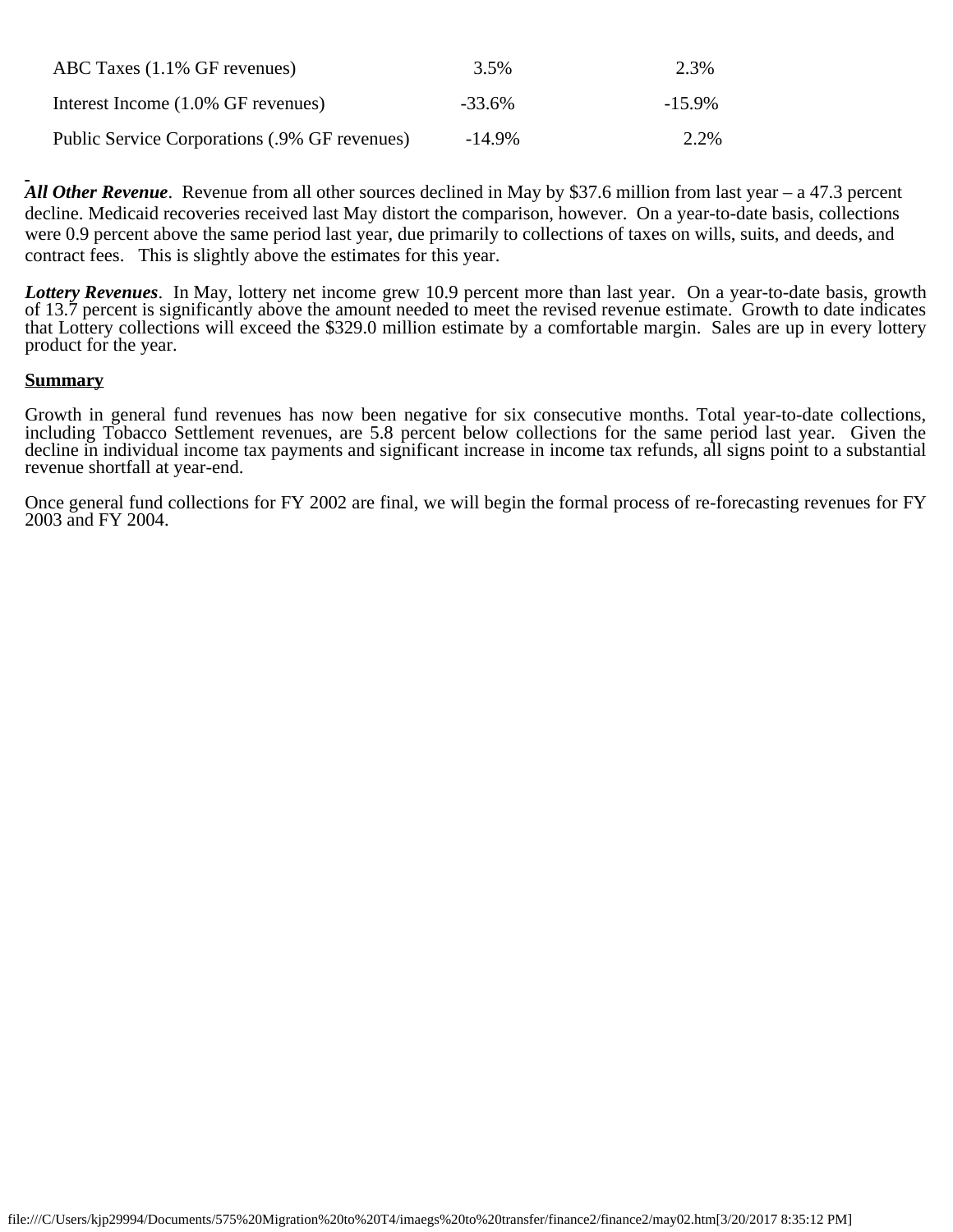| | | |
|---|---|---|
| ABC Taxes (1.1% GF revenues) | 3.5% | 2.3% |
| Interest Income (1.0% GF revenues) | -33.6% | -15.9% |
| Public Service Corporations (.9% GF revenues) | -14.9% | 2.2% |

***All Other Revenue***. Revenue from all other sources declined in May by $37.6 million from last year – a 47.3 percent decline. Medicaid recoveries received last May distort the comparison, however. On a year-to-date basis, collections were 0.9 percent above the same period last year, due primarily to collections of taxes on wills, suits, and deeds, and contract fees. This is slightly above the estimates for this year.

***Lottery Revenues***. In May, lottery net income grew 10.9 percent more than last year. On a year-to-date basis, growth of 13.7 percent is significantly above the amount needed to meet the revised revenue estimate. Growth to date indicates that Lottery collections will exceed the $329.0 million estimate by a comfortable margin. Sales are up in every lottery product for the year.

**Summary**

Growth in general fund revenues has now been negative for six consecutive months. Total year-to-date collections, including Tobacco Settlement revenues, are 5.8 percent below collections for the same period last year. Given the decline in individual income tax payments and significant increase in income tax refunds, all signs point to a substantial revenue shortfall at year-end.

Once general fund collections for FY 2002 are final, we will begin the formal process of re-forecasting revenues for FY 2003 and FY 2004.